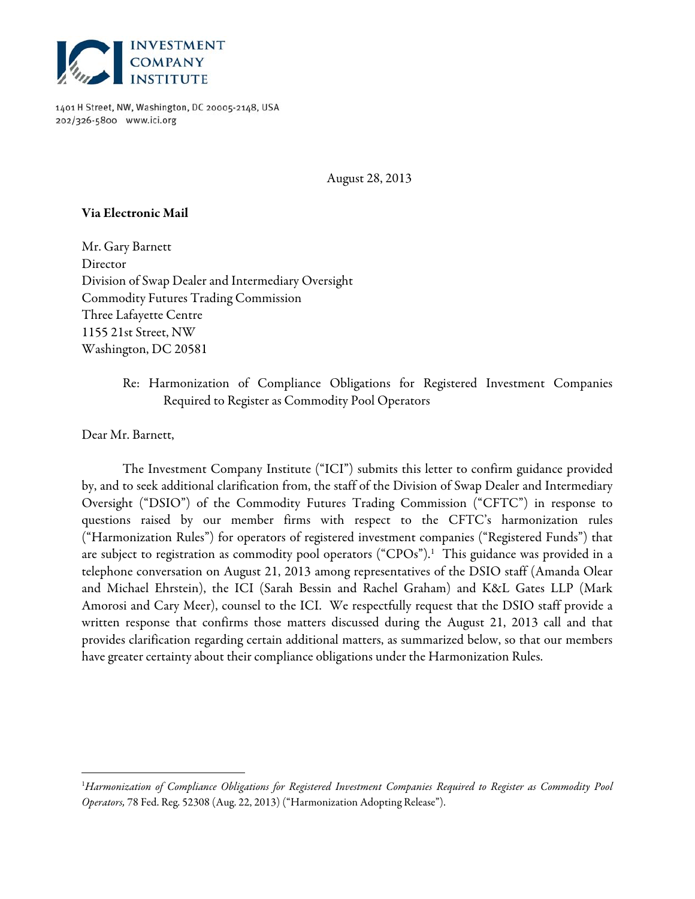**INVESTMENT COMPANY INSTITUTE**

1401 H Street, NW, Washington, DC 20005-2148, USA
202/326-5800 www.ici.org

August 28, 2013

**Via Electronic Mail**

Mr. Gary Barnett
Director
Division of Swap Dealer and Intermediary Oversight
Commodity Futures Trading Commission
Three Lafayette Centre
1155 21st Street, NW
Washington, DC 20581

Re: Harmonization of Compliance Obligations for Registered Investment Companies Required to Register as Commodity Pool Operators

Dear Mr. Barnett,

The Investment Company Institute ("ICI") submits this letter to confirm guidance provided by, and to seek additional clarification from, the staff of the Division of Swap Dealer and Intermediary Oversight ("DSIO") of the Commodity Futures Trading Commission ("CFTC") in response to questions raised by our member firms with respect to the CFTC's harmonization rules ("Harmonization Rules") for operators of registered investment companies ("Registered Funds") that are subject to registration as commodity pool operators ("CPOs").[1] This guidance was provided in a telephone conversation on August 21, 2013 among representatives of the DSIO staff (Amanda Olear and Michael Ehrstein), the ICI (Sarah Bessin and Rachel Graham) and K&L Gates LLP (Mark Amorosi and Cary Meer), counsel to the ICI. We respectfully request that the DSIO staff provide a written response that confirms those matters discussed during the August 21, 2013 call and that provides clarification regarding certain additional matters, as summarized below, so that our members have greater certainty about their compliance obligations under the Harmonization Rules.

---

[1] *Harmonization of Compliance Obligations for Registered Investment Companies Required to Register as Commodity Pool Operators,* 78 Fed. Reg. 52308 (Aug. 22, 2013) ("Harmonization Adopting Release").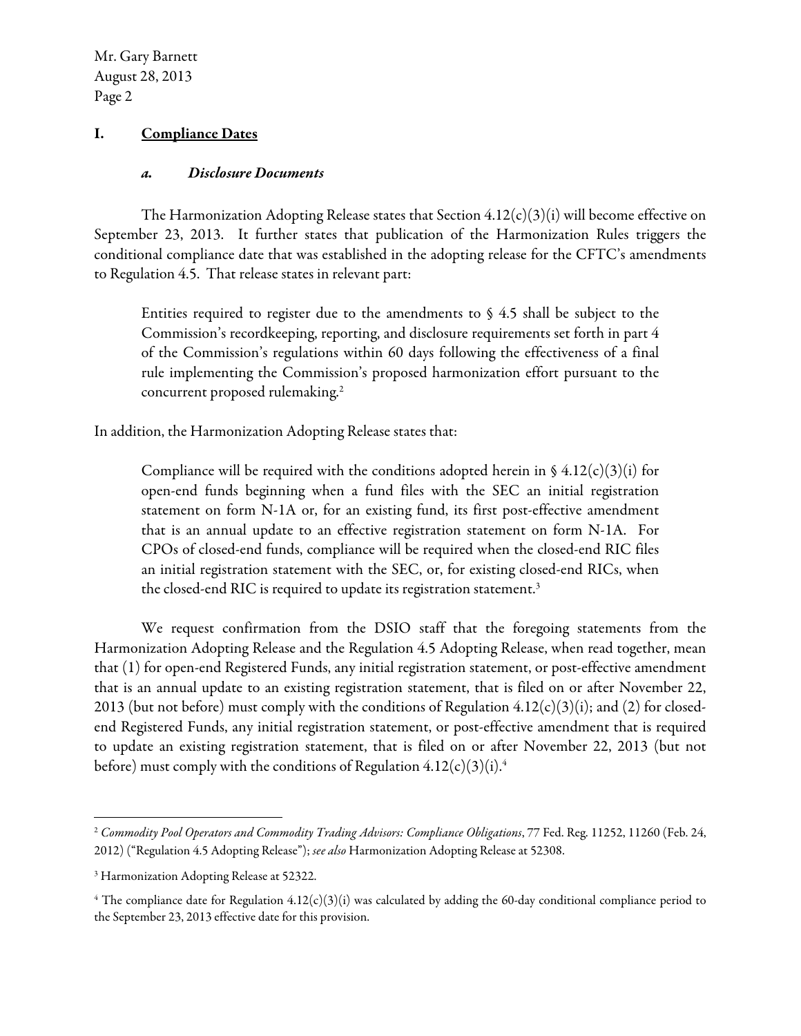## I. Compliance Dates

### *a. Disclosure Documents*

The Harmonization Adopting Release states that Section 4.12(c)(3)(i) will become effective on September 23, 2013. It further states that publication of the Harmonization Rules triggers the conditional compliance date that was established in the adopting release for the CFTC's amendments to Regulation 4.5. That release states in relevant part:

> Entities required to register due to the amendments to § 4.5 shall be subject to the Commission's recordkeeping, reporting, and disclosure requirements set forth in part 4 of the Commission's regulations within 60 days following the effectiveness of a final rule implementing the Commission's proposed harmonization effort pursuant to the concurrent proposed rulemaking.[2]

In addition, the Harmonization Adopting Release states that:

> Compliance will be required with the conditions adopted herein in § 4.12(c)(3)(i) for open-end funds beginning when a fund files with the SEC an initial registration statement on form N-1A or, for an existing fund, its first post-effective amendment that is an annual update to an effective registration statement on form N-1A. For CPOs of closed-end funds, compliance will be required when the closed-end RIC files an initial registration statement with the SEC, or, for existing closed-end RICs, when the closed-end RIC is required to update its registration statement.[3]

We request confirmation from the DSIO staff that the foregoing statements from the Harmonization Adopting Release and the Regulation 4.5 Adopting Release, when read together, mean that (1) for open-end Registered Funds, any initial registration statement, or post-effective amendment that is an annual update to an existing registration statement, that is filed on or after November 22, 2013 (but not before) must comply with the conditions of Regulation 4.12(c)(3)(i); and (2) for closed-end Registered Funds, any initial registration statement, or post-effective amendment that is required to update an existing registration statement, that is filed on or after November 22, 2013 (but not before) must comply with the conditions of Regulation 4.12(c)(3)(i).[4]

---

[2] *Commodity Pool Operators and Commodity Trading Advisors: Compliance Obligations*, 77 Fed. Reg. 11252, 11260 (Feb. 24, 2012) ("Regulation 4.5 Adopting Release"); *see also* Harmonization Adopting Release at 52308.

[3] Harmonization Adopting Release at 52322.

[4] The compliance date for Regulation 4.12(c)(3)(i) was calculated by adding the 60-day conditional compliance period to the September 23, 2013 effective date for this provision.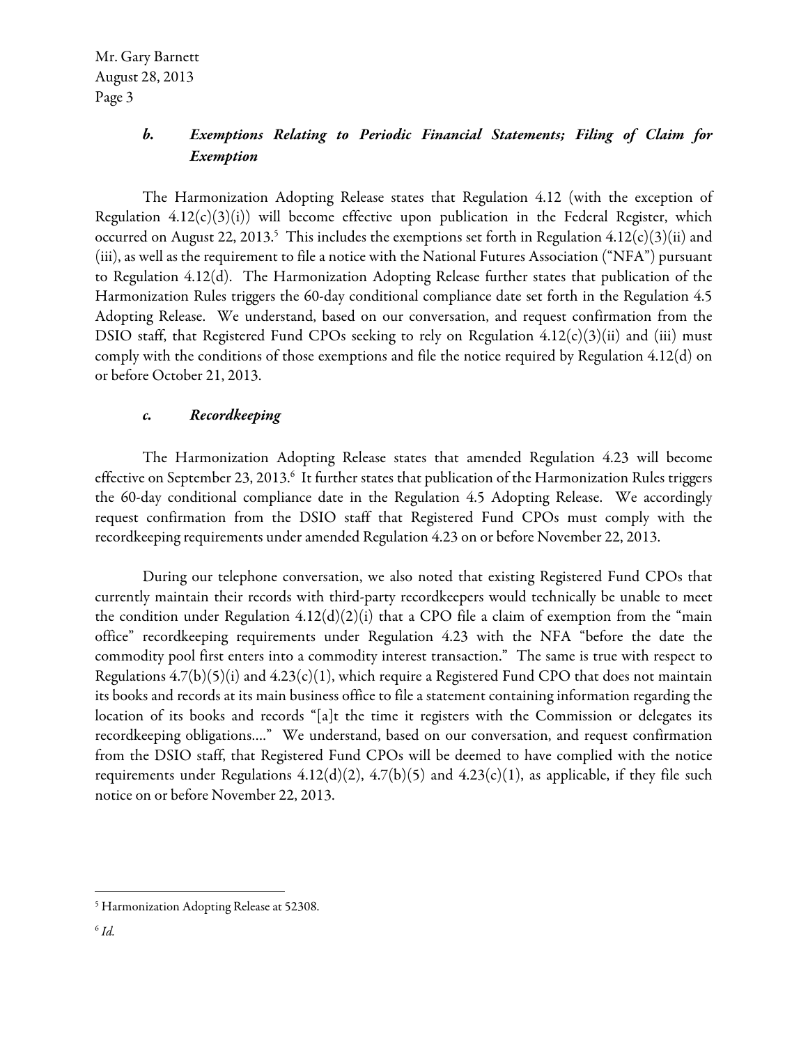### *b. Exemptions Relating to Periodic Financial Statements; Filing of Claim for Exemption*

The Harmonization Adopting Release states that Regulation 4.12 (with the exception of Regulation 4.12(c)(3)(i)) will become effective upon publication in the Federal Register, which occurred on August 22, 2013.[5] This includes the exemptions set forth in Regulation 4.12(c)(3)(ii) and (iii), as well as the requirement to file a notice with the National Futures Association ("NFA") pursuant to Regulation 4.12(d). The Harmonization Adopting Release further states that publication of the Harmonization Rules triggers the 60-day conditional compliance date set forth in the Regulation 4.5 Adopting Release. We understand, based on our conversation, and request confirmation from the DSIO staff, that Registered Fund CPOs seeking to rely on Regulation 4.12(c)(3)(ii) and (iii) must comply with the conditions of those exemptions and file the notice required by Regulation 4.12(d) on or before October 21, 2013.

### *c. Recordkeeping*

The Harmonization Adopting Release states that amended Regulation 4.23 will become effective on September 23, 2013.[6] It further states that publication of the Harmonization Rules triggers the 60-day conditional compliance date in the Regulation 4.5 Adopting Release. We accordingly request confirmation from the DSIO staff that Registered Fund CPOs must comply with the recordkeeping requirements under amended Regulation 4.23 on or before November 22, 2013.

During our telephone conversation, we also noted that existing Registered Fund CPOs that currently maintain their records with third-party recordkeepers would technically be unable to meet the condition under Regulation 4.12(d)(2)(i) that a CPO file a claim of exemption from the "main office" recordkeeping requirements under Regulation 4.23 with the NFA "before the date the commodity pool first enters into a commodity interest transaction." The same is true with respect to Regulations 4.7(b)(5)(i) and 4.23(c)(1), which require a Registered Fund CPO that does not maintain its books and records at its main business office to file a statement containing information regarding the location of its books and records "[a]t the time it registers with the Commission or delegates its recordkeeping obligations…." We understand, based on our conversation, and request confirmation from the DSIO staff, that Registered Fund CPOs will be deemed to have complied with the notice requirements under Regulations 4.12(d)(2), 4.7(b)(5) and 4.23(c)(1), as applicable, if they file such notice on or before November 22, 2013.

---

[5] Harmonization Adopting Release at 52308.

[6] *Id.*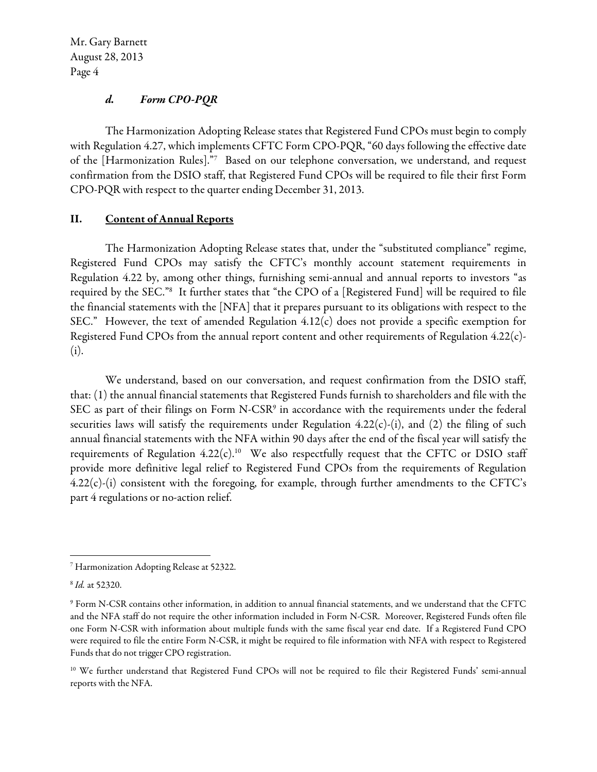### *d. Form CPO-PQR*

The Harmonization Adopting Release states that Registered Fund CPOs must begin to comply with Regulation 4.27, which implements CFTC Form CPO-PQR, "60 days following the effective date of the [Harmonization Rules]."[7] Based on our telephone conversation, we understand, and request confirmation from the DSIO staff, that Registered Fund CPOs will be required to file their first Form CPO-PQR with respect to the quarter ending December 31, 2013.

## II. <u>Content of Annual Reports</u>

The Harmonization Adopting Release states that, under the "substituted compliance" regime, Registered Fund CPOs may satisfy the CFTC's monthly account statement requirements in Regulation 4.22 by, among other things, furnishing semi-annual and annual reports to investors "as required by the SEC."[8] It further states that "the CPO of a [Registered Fund] will be required to file the financial statements with the [NFA] that it prepares pursuant to its obligations with respect to the SEC." However, the text of amended Regulation 4.12(c) does not provide a specific exemption for Registered Fund CPOs from the annual report content and other requirements of Regulation 4.22(c)-(i).

We understand, based on our conversation, and request confirmation from the DSIO staff, that: (1) the annual financial statements that Registered Funds furnish to shareholders and file with the SEC as part of their filings on Form N-CSR[9] in accordance with the requirements under the federal securities laws will satisfy the requirements under Regulation 4.22(c)-(i), and (2) the filing of such annual financial statements with the NFA within 90 days after the end of the fiscal year will satisfy the requirements of Regulation 4.22(c).[10] We also respectfully request that the CFTC or DSIO staff provide more definitive legal relief to Registered Fund CPOs from the requirements of Regulation 4.22(c)-(i) consistent with the foregoing, for example, through further amendments to the CFTC's part 4 regulations or no-action relief.

---

[7] Harmonization Adopting Release at 52322.

[8] *Id.* at 52320.

[9] Form N-CSR contains other information, in addition to annual financial statements, and we understand that the CFTC and the NFA staff do not require the other information included in Form N-CSR. Moreover, Registered Funds often file one Form N-CSR with information about multiple funds with the same fiscal year end date. If a Registered Fund CPO were required to file the entire Form N-CSR, it might be required to file information with NFA with respect to Registered Funds that do not trigger CPO registration.

[10] We further understand that Registered Fund CPOs will not be required to file their Registered Funds' semi-annual reports with the NFA.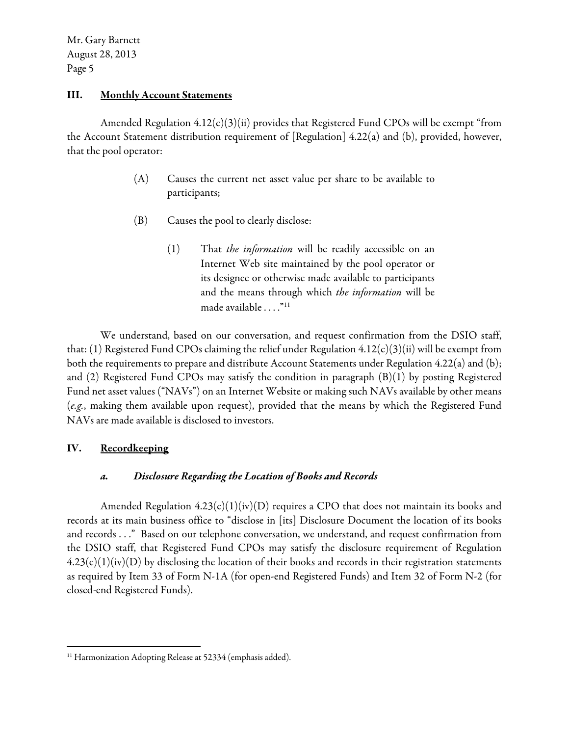## III. Monthly Account Statements

Amended Regulation 4.12(c)(3)(ii) provides that Registered Fund CPOs will be exempt "from the Account Statement distribution requirement of [Regulation] 4.22(a) and (b), provided, however, that the pool operator:

> (A) Causes the current net asset value per share to be available to participants;
>
> (B) Causes the pool to clearly disclose:
>
> > (1) That *the information* will be readily accessible on an Internet Web site maintained by the pool operator or its designee or otherwise made available to participants and the means through which *the information* will be made available . . . ."[11]

We understand, based on our conversation, and request confirmation from the DSIO staff, that: (1) Registered Fund CPOs claiming the relief under Regulation 4.12(c)(3)(ii) will be exempt from both the requirements to prepare and distribute Account Statements under Regulation 4.22(a) and (b); and (2) Registered Fund CPOs may satisfy the condition in paragraph (B)(1) by posting Registered Fund net asset values ("NAVs") on an Internet Website or making such NAVs available by other means (*e.g.*, making them available upon request), provided that the means by which the Registered Fund NAVs are made available is disclosed to investors.

## IV. Recordkeeping

### *a. Disclosure Regarding the Location of Books and Records*

Amended Regulation 4.23(c)(1)(iv)(D) requires a CPO that does not maintain its books and records at its main business office to "disclose in [its] Disclosure Document the location of its books and records . . ." Based on our telephone conversation, we understand, and request confirmation from the DSIO staff, that Registered Fund CPOs may satisfy the disclosure requirement of Regulation 4.23(c)(1)(iv)(D) by disclosing the location of their books and records in their registration statements as required by Item 33 of Form N-1A (for open-end Registered Funds) and Item 32 of Form N-2 (for closed-end Registered Funds).

---

[11] Harmonization Adopting Release at 52334 (emphasis added).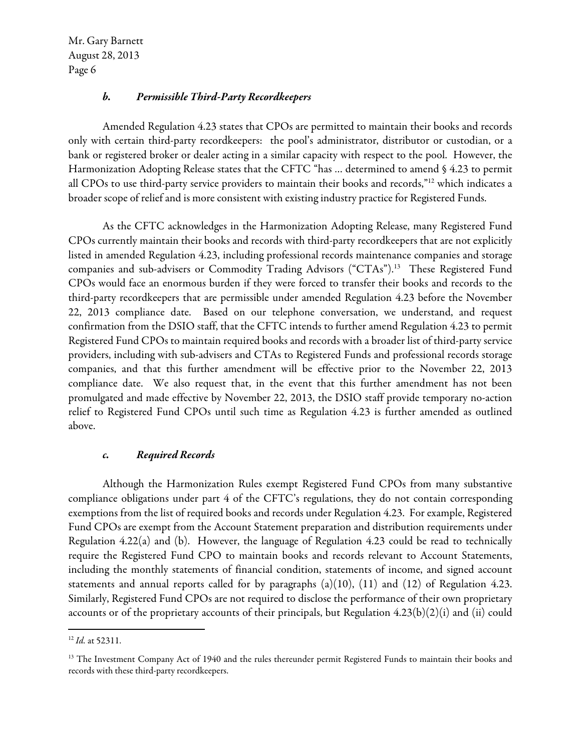### *b. Permissible Third-Party Recordkeepers*

Amended Regulation 4.23 states that CPOs are permitted to maintain their books and records only with certain third-party recordkeepers: the pool's administrator, distributor or custodian, or a bank or registered broker or dealer acting in a similar capacity with respect to the pool. However, the Harmonization Adopting Release states that the CFTC "has … determined to amend § 4.23 to permit all CPOs to use third-party service providers to maintain their books and records,"[12] which indicates a broader scope of relief and is more consistent with existing industry practice for Registered Funds.

As the CFTC acknowledges in the Harmonization Adopting Release, many Registered Fund CPOs currently maintain their books and records with third-party recordkeepers that are not explicitly listed in amended Regulation 4.23, including professional records maintenance companies and storage companies and sub-advisers or Commodity Trading Advisors ("CTAs").[13] These Registered Fund CPOs would face an enormous burden if they were forced to transfer their books and records to the third-party recordkeepers that are permissible under amended Regulation 4.23 before the November 22, 2013 compliance date. Based on our telephone conversation, we understand, and request confirmation from the DSIO staff, that the CFTC intends to further amend Regulation 4.23 to permit Registered Fund CPOs to maintain required books and records with a broader list of third-party service providers, including with sub-advisers and CTAs to Registered Funds and professional records storage companies, and that this further amendment will be effective prior to the November 22, 2013 compliance date. We also request that, in the event that this further amendment has not been promulgated and made effective by November 22, 2013, the DSIO staff provide temporary no-action relief to Registered Fund CPOs until such time as Regulation 4.23 is further amended as outlined above.

### *c. Required Records*

Although the Harmonization Rules exempt Registered Fund CPOs from many substantive compliance obligations under part 4 of the CFTC's regulations, they do not contain corresponding exemptions from the list of required books and records under Regulation 4.23. For example, Registered Fund CPOs are exempt from the Account Statement preparation and distribution requirements under Regulation 4.22(a) and (b). However, the language of Regulation 4.23 could be read to technically require the Registered Fund CPO to maintain books and records relevant to Account Statements, including the monthly statements of financial condition, statements of income, and signed account statements and annual reports called for by paragraphs (a)(10), (11) and (12) of Regulation 4.23. Similarly, Registered Fund CPOs are not required to disclose the performance of their own proprietary accounts or of the proprietary accounts of their principals, but Regulation 4.23(b)(2)(i) and (ii) could

---

[12] *Id.* at 52311.

[13] The Investment Company Act of 1940 and the rules thereunder permit Registered Funds to maintain their books and records with these third-party recordkeepers.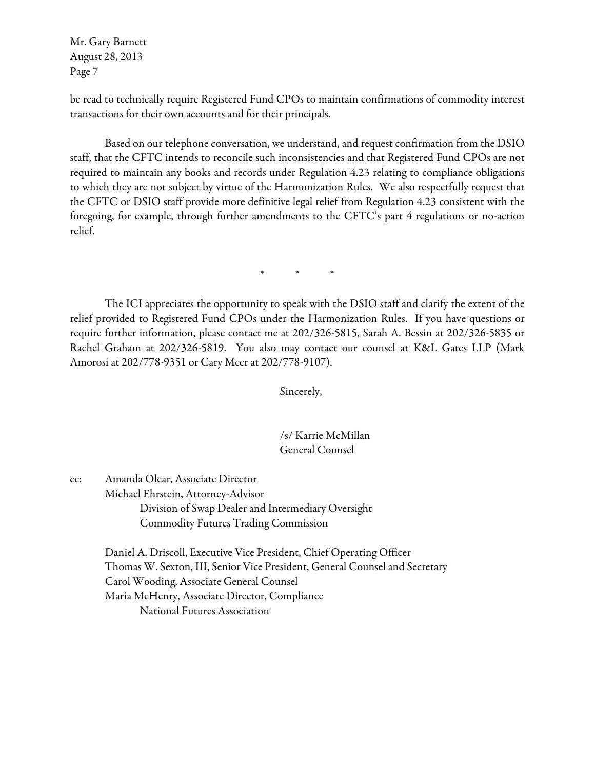be read to technically require Registered Fund CPOs to maintain confirmations of commodity interest transactions for their own accounts and for their principals.

Based on our telephone conversation, we understand, and request confirmation from the DSIO staff, that the CFTC intends to reconcile such inconsistencies and that Registered Fund CPOs are not required to maintain any books and records under Regulation 4.23 relating to compliance obligations to which they are not subject by virtue of the Harmonization Rules. We also respectfully request that the CFTC or DSIO staff provide more definitive legal relief from Regulation 4.23 consistent with the foregoing, for example, through further amendments to the CFTC's part 4 regulations or no-action relief.

\* \* \*

The ICI appreciates the opportunity to speak with the DSIO staff and clarify the extent of the relief provided to Registered Fund CPOs under the Harmonization Rules. If you have questions or require further information, please contact me at 202/326-5815, Sarah A. Bessin at 202/326-5835 or Rachel Graham at 202/326-5819. You also may contact our counsel at K&L Gates LLP (Mark Amorosi at 202/778-9351 or Cary Meer at 202/778-9107).

Sincerely,

/s/ Karrie McMillan
General Counsel

cc: Amanda Olear, Associate Director
Michael Ehrstein, Attorney-Advisor
Division of Swap Dealer and Intermediary Oversight
Commodity Futures Trading Commission

Daniel A. Driscoll, Executive Vice President, Chief Operating Officer
Thomas W. Sexton, III, Senior Vice President, General Counsel and Secretary
Carol Wooding, Associate General Counsel
Maria McHenry, Associate Director, Compliance
National Futures Association